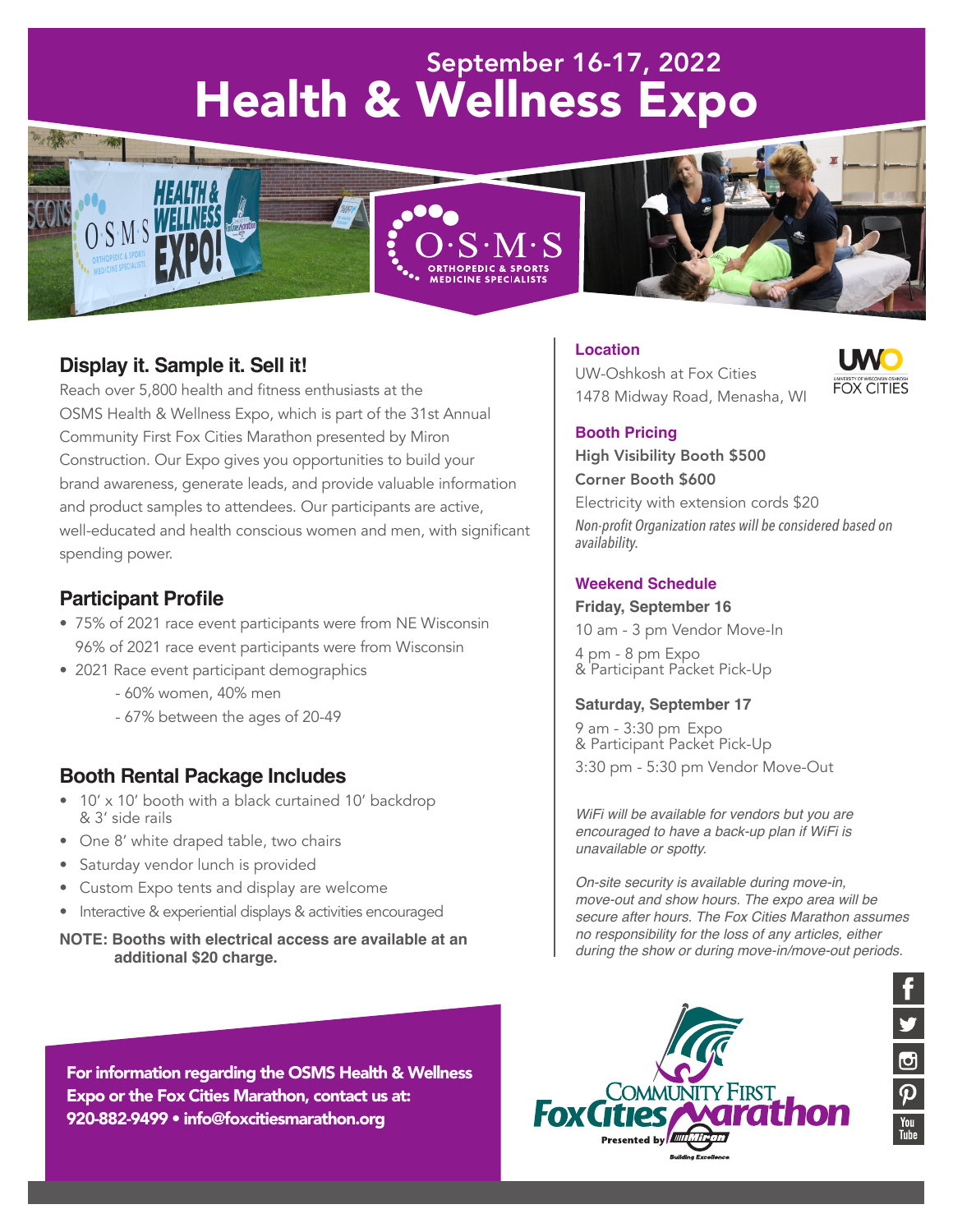# September 16-17, 2022
# Health & Wellness Expo

## Display it. Sample it. Sell it!

Reach over 5,800 health and fitness enthusiasts at the OSMS Health & Wellness Expo, which is part of the 31st Annual Community First Fox Cities Marathon presented by Miron Construction. Our Expo gives you opportunities to build your brand awareness, generate leads, and provide valuable information and product samples to attendees. Our participants are active, well-educated and health conscious women and men, with significant spending power.

## Participant Profile

- 75% of 2021 race event participants were from NE Wisconsin
  96% of 2021 race event participants were from Wisconsin
- 2021 Race event participant demographics
  - 60% women, 40% men
  - 67% between the ages of 20-49

## Booth Rental Package Includes

- 10' x 10' booth with a black curtained 10' backdrop & 3' side rails
- One 8' white draped table, two chairs
- Saturday vendor lunch is provided
- Custom Expo tents and display are welcome
- Interactive & experiential displays & activities encouraged

**NOTE: Booths with electrical access are available at an additional $20 charge.**

### Location

UW-Oshkosh at Fox Cities
1478 Midway Road, Menasha, WI

### Booth Pricing

**High Visibility Booth $500**
**Corner Booth $600**
Electricity with extension cords $20
*Non-profit Organization rates will be considered based on availability.*

### Weekend Schedule

**Friday, September 16**
10 am - 3 pm Vendor Move-In
4 pm - 8 pm Expo & Participant Packet Pick-Up

**Saturday, September 17**
9 am - 3:30 pm Expo & Participant Packet Pick-Up
3:30 pm - 5:30 pm Vendor Move-Out

*WiFi will be available for vendors but you are encouraged to have a back-up plan if WiFi is unavailable or spotty.*

*On-site security is available during move-in, move-out and show hours. The expo area will be secure after hours. The Fox Cities Marathon assumes no responsibility for the loss of any articles, either during the show or during move-in/move-out periods.*

**For information regarding the OSMS Health & Wellness Expo or the Fox Cities Marathon, contact us at: 920-882-9499 • info@foxcitiesmarathon.org**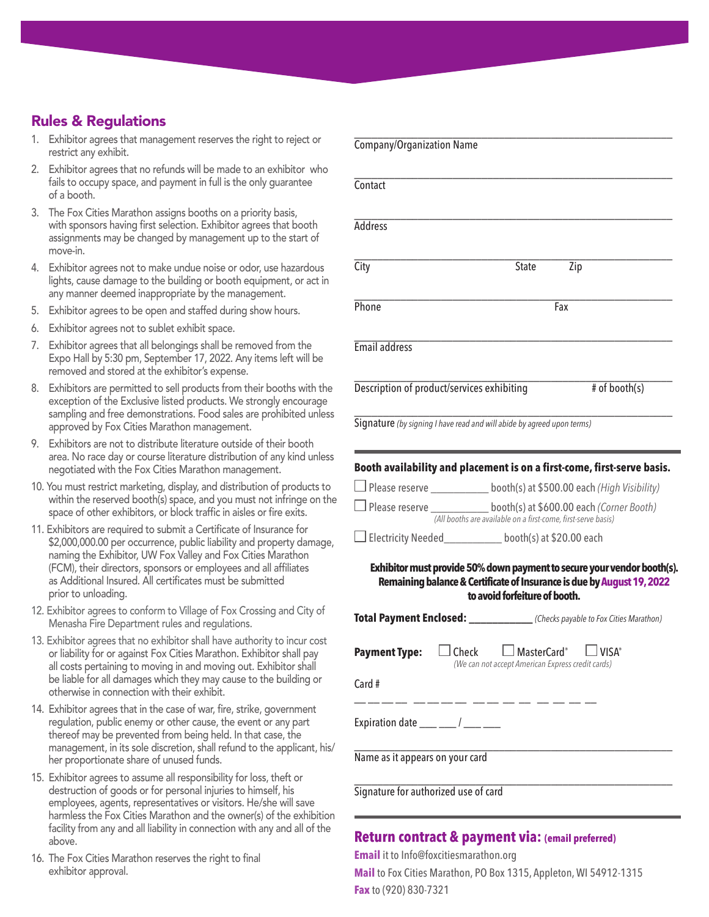## Rules & Regulations

1. Exhibitor agrees that management reserves the right to reject or restrict any exhibit.
2. Exhibitor agrees that no refunds will be made to an exhibitor who fails to occupy space, and payment in full is the only guarantee of a booth.
3. The Fox Cities Marathon assigns booths on a priority basis, with sponsors having first selection. Exhibitor agrees that booth assignments may be changed by management up to the start of move-in.
4. Exhibitor agrees not to make undue noise or odor, use hazardous lights, cause damage to the building or booth equipment, or act in any manner deemed inappropriate by the management.
5. Exhibitor agrees to be open and staffed during show hours.
6. Exhibitor agrees not to sublet exhibit space.
7. Exhibitor agrees that all belongings shall be removed from the Expo Hall by 5:30 pm, September 17, 2022. Any items left will be removed and stored at the exhibitor's expense.
8. Exhibitors are permitted to sell products from their booths with the exception of the Exclusive listed products. We strongly encourage sampling and free demonstrations. Food sales are prohibited unless approved by Fox Cities Marathon management.
9. Exhibitors are not to distribute literature outside of their booth area. No race day or course literature distribution of any kind unless negotiated with the Fox Cities Marathon management.
10. You must restrict marketing, display, and distribution of products to within the reserved booth(s) space, and you must not infringe on the space of other exhibitors, or block traffic in aisles or fire exits.
11. Exhibitors are required to submit a Certificate of Insurance for $2,000,000.00 per occurrence, public liability and property damage, naming the Exhibitor, UW Fox Valley and Fox Cities Marathon (FCM), their directors, sponsors or employees and all affiliates as Additional Insured. All certificates must be submitted prior to unloading.
12. Exhibitor agrees to conform to Village of Fox Crossing and City of Menasha Fire Department rules and regulations.
13. Exhibitor agrees that no exhibitor shall have authority to incur cost or liability for or against Fox Cities Marathon. Exhibitor shall pay all costs pertaining to moving in and moving out. Exhibitor shall be liable for all damages which they may cause to the building or otherwise in connection with their exhibit.
14. Exhibitor agrees that in the case of war, fire, strike, government regulation, public enemy or other cause, the event or any part thereof may be prevented from being held. In that case, the management, in its sole discretion, shall refund to the applicant, his/her proportionate share of unused funds.
15. Exhibitor agrees to assume all responsibility for loss, theft or destruction of goods or for personal injuries to himself, his employees, agents, representatives or visitors. He/she will save harmless the Fox Cities Marathon and the owner(s) of the exhibition facility from any and all liability in connection with any and all of the above.
16. The Fox Cities Marathon reserves the right to final exhibitor approval.

______________________________
Company/Organization Name

______________________________
Contact

______________________________
Address

______________________________
City State Zip

______________________________
Phone Fax

______________________________
Email address

______________________________
Description of product/services exhibiting # of booth(s)

______________________________
Signature *(by signing I have read and will abide by agreed upon terms)*

**Booth availability and placement is on a first-come, first-serve basis.**

☐ Please reserve ___________ booth(s) at $500.00 each *(High Visibility)*

☐ Please reserve ___________ booth(s) at $600.00 each *(Corner Booth)*
*(All booths are available on a first-come, first-serve basis)*

☐ Electricity Needed___________ booth(s) at $20.00 each

**Exhibitor must provide 50% down payment to secure your vendor booth(s). Remaining balance & Certificate of Insurance is due by August 19, 2022 to avoid forfeiture of booth.**

**Total Payment Enclosed:** ____________ *(Checks payable to Fox Cities Marathon)*

**Payment Type:** ☐ Check ☐ MasterCard® ☐ VISA®
*(We can not accept American Express credit cards)*

Card #

__ __ __ __ __ __ __ __ __ __ __ __ __ __ __ __

Expiration date ___ ___ / ___ ___

______________________________
Name as it appears on your card

______________________________
Signature for authorized use of card

## Return contract & payment via: (email preferred)

**Email** it to Info@foxcitiesmarathon.org

**Mail** to Fox Cities Marathon, PO Box 1315, Appleton, WI 54912-1315

**Fax** to (920) 830-7321